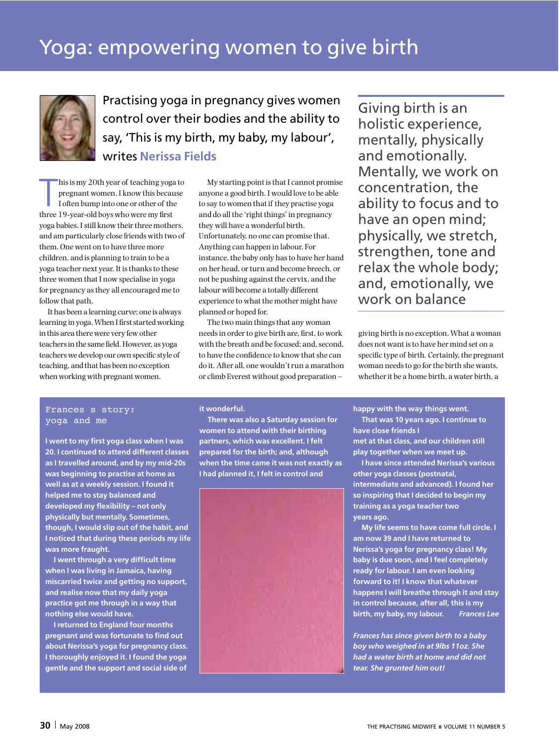# Yoga: empowering women to give birth

Practising yoga in pregnancy gives women control over their bodies and the ability to say, 'This is my birth, my baby, my labour', writes **Nerissa Fields**

This is my 20th year of teaching yoga to pregnant women. I know this because I often bump into one or other of the three 19-year-old boys who were my first yoga babies. I still know their three mothers, and am particularly close friends with two of them. One went on to have three more children, and is planning to train to be a yoga teacher next year. It is thanks to these three women that I now specialise in yoga for pregnancy as they all encouraged me to follow that path.

It has been a learning curve; one is always learning in yoga. When I first started working in this area there were very few other teachers in the same field. However, as yoga teachers we develop our own specific style of teaching, and that has been no exception when working with pregnant women.

My starting point is that I cannot promise anyone a good birth. I would love to be able to say to women that if they practise yoga and do all the 'right things' in pregnancy they will have a wonderful birth. Unfortunately, no one can promise that. Anything can happen in labour. For instance, the baby only has to have her hand on her head, or turn and become breech, or not be pushing against the cervix, and the labour will become a totally different experience to what the mother might have planned or hoped for.

The two main things that any woman needs in order to give birth are, first, to work with the breath and be focused; and, second, to have the confidence to know that she can do it. After all, one wouldn't run a marathon or climb Everest without good preparation – giving birth is no exception. What a woman does not want is to have her mind set on a specific type of birth. Certainly, the pregnant woman needs to go for the birth she wants, whether it be a home birth, a water birth, a

> Giving birth is an holistic experience, mentally, physically and emotionally. Mentally, we work on concentration, the ability to focus and to have an open mind; physically, we stretch, strengthen, tone and relax the whole body; and, emotionally, we work on balance

## Frances s story: yoga and me

**I went to my first yoga class when I was 20. I continued to attend different classes as I travelled around, and by my mid-20s was beginning to practise at home as well as at a weekly session. I found it helped me to stay balanced and developed my flexibility – not only physically but mentally. Sometimes, though, I would slip out of the habit, and I noticed that during these periods my life was more fraught.**

**I went through a very difficult time when I was living in Jamaica, having miscarried twice and getting no support, and realise now that my daily yoga practice got me through in a way that nothing else would have.**

**I returned to England four months pregnant and was fortunate to find out about Nerissa's yoga for pregnancy class. I thoroughly enjoyed it. I found the yoga gentle and the support and social side of it wonderful.**

**There was also a Saturday session for women to attend with their birthing partners, which was excellent. I felt prepared for the birth; and, although when the time came it was not exactly as I had planned it, I felt in control and happy with the way things went.**

**That was 10 years ago. I continue to have close friends I met at that class, and our children still play together when we meet up.**

**I have since attended Nerissa's various other yoga classes (postnatal, intermediate and advanced). I found her so inspiring that I decided to begin my training as a yoga teacher two years ago.**

**My life seems to have come full circle. I am now 39 and I have returned to Nerissa's yoga for pregnancy class! My baby is due soon, and I feel completely ready for labour. I am even looking forward to it! I know that whatever happens I will breathe through it and stay in control because, after all, this is my birth, my baby, my labour.** ***Frances Lee***

***Frances has since given birth to a baby boy who weighed in at 9lbs 11oz. She had a water birth at home and did not tear. She grunted him out!***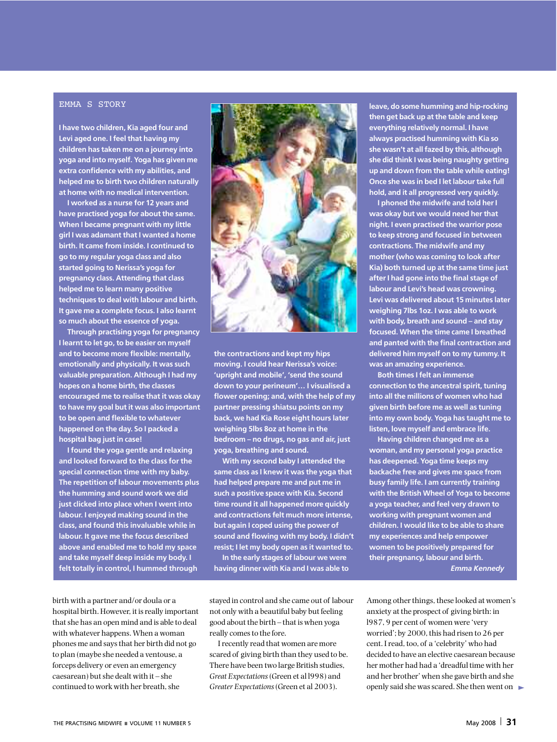## EMMA S STORY

**I have two children, Kia aged four and Levi aged one. I feel that having my children has taken me on a journey into yoga and into myself. Yoga has given me extra confidence with my abilities, and helped me to birth two children naturally at home with no medical intervention.**

**I worked as a nurse for 12 years and have practised yoga for about the same. When I became pregnant with my little girl I was adamant that I wanted a home birth. It came from inside. I continued to go to my regular yoga class and also started going to Nerissa's yoga for pregnancy class. Attending that class helped me to learn many positive techniques to deal with labour and birth. It gave me a complete focus. I also learnt so much about the essence of yoga.**

**Through practising yoga for pregnancy I learnt to let go, to be easier on myself and to become more flexible: mentally, emotionally and physically. It was such valuable preparation. Although I had my hopes on a home birth, the classes encouraged me to realise that it was okay to have my goal but it was also important to be open and flexible to whatever happened on the day. So I packed a hospital bag just in case!**

**I found the yoga gentle and relaxing and looked forward to the class for the special connection time with my baby. The repetition of labour movements plus the humming and sound work we did just clicked into place when I went into labour. I enjoyed making sound in the class, and found this invaluable while in labour. It gave me the focus described above and enabled me to hold my space and take myself deep inside my body. I felt totally in control, I hummed through the contractions and kept my hips moving. I could hear Nerissa's voice: 'upright and mobile', 'send the sound down to your perineum'… I visualised a flower opening; and, with the help of my partner pressing shiatsu points on my back, we had Kia Rose eight hours later weighing 5lbs 8oz at home in the bedroom – no drugs, no gas and air, just yoga, breathing and sound.**

**With my second baby I attended the same class as I knew it was the yoga that had helped prepare me and put me in such a positive space with Kia. Second time round it all happened more quickly and contractions felt much more intense, but again I coped using the power of sound and flowing with my body. I didn't resist; I let my body open as it wanted to.**

**In the early stages of labour we were having dinner with Kia and I was able to leave, do some humming and hip-rocking then get back up at the table and keep everything relatively normal. I have always practised humming with Kia so she wasn't at all fazed by this, although she did think I was being naughty getting up and down from the table while eating! Once she was in bed I let labour take full hold, and it all progressed very quickly.**

**I phoned the midwife and told her I was okay but we would need her that night. I even practised the warrior pose to keep strong and focused in between contractions. The midwife and my mother (who was coming to look after Kia) both turned up at the same time just after I had gone into the final stage of labour and Levi's head was crowning. Levi was delivered about 15 minutes later weighing 7lbs 1oz. I was able to work with body, breath and sound – and stay focused. When the time came I breathed and panted with the final contraction and delivered him myself on to my tummy. It was an amazing experience.**

**Both times I felt an immense connection to the ancestral spirit, tuning into all the millions of women who had given birth before me as well as tuning into my own body. Yoga has taught me to listen, love myself and embrace life.**

**Having children changed me as a woman, and my personal yoga practice has deepened. Yoga time keeps my backache free and gives me space from busy family life. I am currently training with the British Wheel of Yoga to become a yoga teacher, and feel very drawn to working with pregnant women and children. I would like to be able to share my experiences and help empower women to be positively prepared for their pregnancy, labour and birth.**

***Emma Kennedy***

birth with a partner and/or doula or a hospital birth. However, it is really important that she has an open mind and is able to deal with whatever happens. When a woman phones me and says that her birth did not go to plan (maybe she needed a ventouse, a forceps delivery or even an emergency caesarean) but she dealt with it – she continued to work with her breath, she stayed in control and she came out of labour not only with a beautiful baby but feeling good about the birth – that is when yoga really comes to the fore.

I recently read that women are more scared of giving birth than they used to be. There have been two large British studies, *Great Expectations* (Green et al 1998) and *Greater Expectations* (Green et al 2003). Among other things, these looked at women's anxiety at the prospect of giving birth: in 1987, 9 per cent of women were 'very worried'; by 2000, this had risen to 26 per cent. I read, too, of a 'celebrity' who had decided to have an elective caesarean because her mother had had a 'dreadful time with her and her brother' when she gave birth and she openly said she was scared. She then went on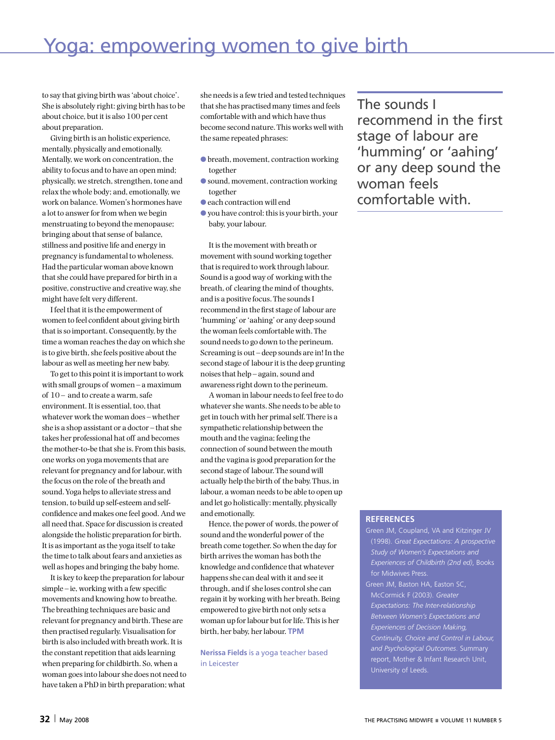to say that giving birth was 'about choice'. She is absolutely right: giving birth has to be about choice, but it is also 100 per cent about preparation.

Giving birth is an holistic experience, mentally, physically and emotionally. Mentally, we work on concentration, the ability to focus and to have an open mind; physically, we stretch, strengthen, tone and relax the whole body; and, emotionally, we work on balance. Women's hormones have a lot to answer for from when we begin menstruating to beyond the menopause; bringing about that sense of balance, stillness and positive life and energy in pregnancy is fundamental to wholeness. Had the particular woman above known that she could have prepared for birth in a positive, constructive and creative way, she might have felt very different.

I feel that it is the empowerment of women to feel confident about giving birth that is so important. Consequently, by the time a woman reaches the day on which she is to give birth, she feels positive about the labour as well as meeting her new baby.

To get to this point it is important to work with small groups of women – a maximum of 10 – and to create a warm, safe environment. It is essential, too, that whatever work the woman does – whether she is a shop assistant or a doctor – that she takes her professional hat off and becomes the mother-to-be that she is. From this basis, one works on yoga movements that are relevant for pregnancy and for labour, with the focus on the role of the breath and sound. Yoga helps to alleviate stress and tension, to build up self-esteem and self-confidence and makes one feel good. And we all need that. Space for discussion is created alongside the holistic preparation for birth. It is as important as the yoga itself to take the time to talk about fears and anxieties as well as hopes and bringing the baby home.

It is key to keep the preparation for labour simple – ie, working with a few specific movements and knowing how to breathe. The breathing techniques are basic and relevant for pregnancy and birth. These are then practised regularly. Visualisation for birth is also included with breath work. It is the constant repetition that aids learning when preparing for childbirth. So, when a woman goes into labour she does not need to have taken a PhD in birth preparation; what she needs is a few tried and tested techniques that she has practised many times and feels comfortable with and which have thus become second nature. This works well with the same repeated phrases:

- breath, movement, contraction working together
- sound, movement, contraction working together
- each contraction will end
- you have control: this is your birth, your baby, your labour.

It is the movement with breath or movement with sound working together that is required to work through labour. Sound is a good way of working with the breath, of clearing the mind of thoughts, and is a positive focus. The sounds I recommend in the first stage of labour are 'humming' or 'aahing' or any deep sound the woman feels comfortable with. The sound needs to go down to the perineum. Screaming is out – deep sounds are in! In the second stage of labour it is the deep grunting noises that help – again, sound and awareness right down to the perineum.

A woman in labour needs to feel free to do whatever she wants. She needs to be able to get in touch with her primal self. There is a sympathetic relationship between the mouth and the vagina; feeling the connection of sound between the mouth and the vagina is good preparation for the second stage of labour. The sound will actually help the birth of the baby. Thus, in labour, a woman needs to be able to open up and let go holistically: mentally, physically and emotionally.

Hence, the power of words, the power of sound and the wonderful power of the breath come together. So when the day for birth arrives the woman has both the knowledge and confidence that whatever happens she can deal with it and see it through, and if she loses control she can regain it by working with her breath. Being empowered to give birth not only sets a woman up for labour but for life. This is her birth, her baby, her labour. **TPM**

> The sounds I recommend in the first stage of labour are 'humming' or 'aahing' or any deep sound the woman feels comfortable with.

**Nerissa Fields** is a yoga teacher based in Leicester

## REFERENCES

Green JM, Coupland, VA and Kitzinger JV (1998). *Great Expectations: A prospective Study of Women's Expectations and Experiences of Childbirth (2nd ed)*, Books for Midwives Press.

Green JM, Baston HA, Easton SC, McCormick F (2003). *Greater Expectations: The Inter-relationship Between Women's Expectations and Experiences of Decision Making, Continuity, Choice and Control in Labour, and Psychological Outcomes*. Summary report, Mother & Infant Research Unit, University of Leeds.